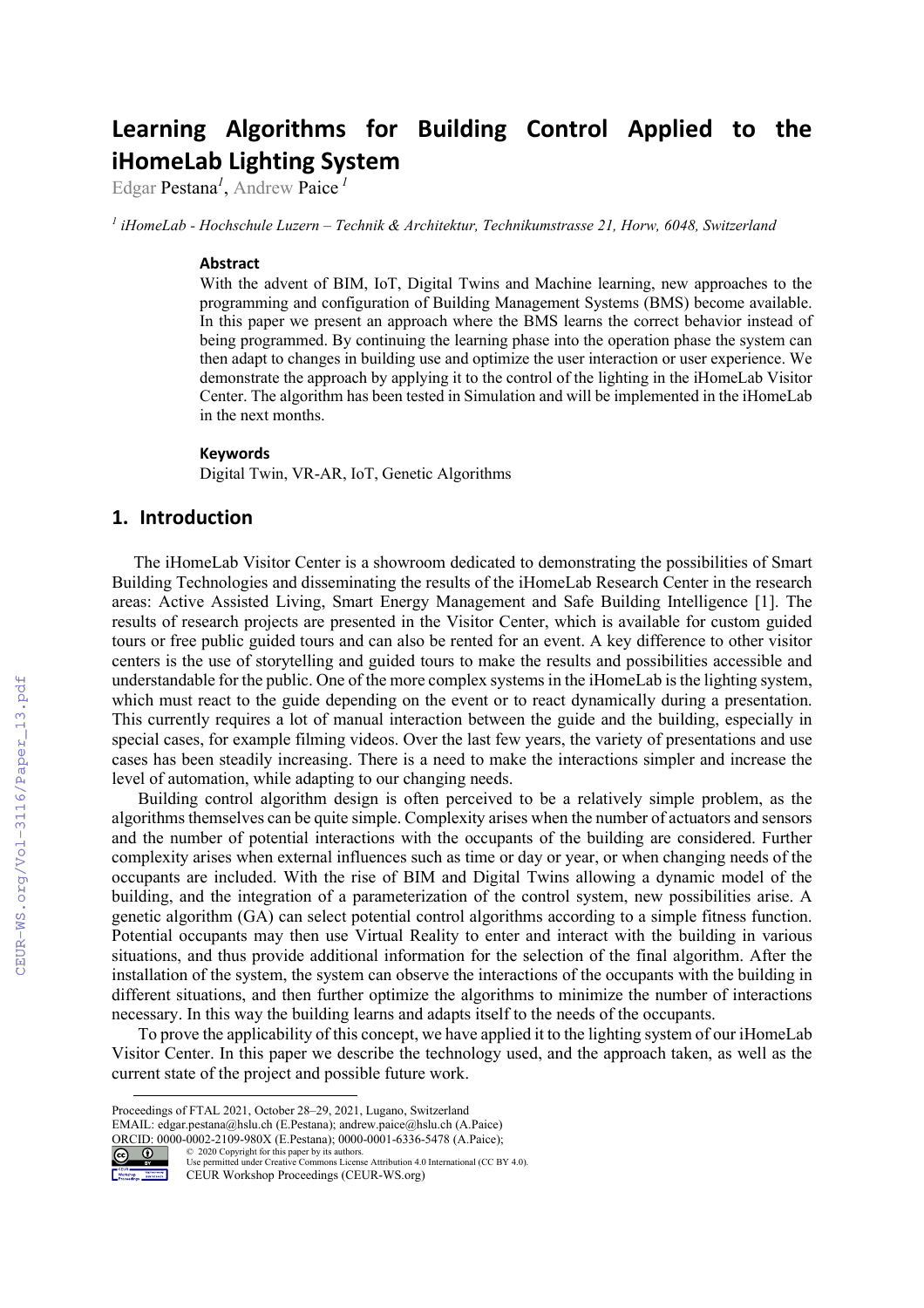# Learning Algorithms for Building Control Applied to the iHomeLab Lighting System

Edgar Pestana[1], Andrew Paice[1]

[1] *iHomeLab - Hochschule Luzern – Technik & Architektur, Technikumstrasse 21, Horw, 6048, Switzerland*

### Abstract

With the advent of BIM, IoT, Digital Twins and Machine learning, new approaches to the programming and configuration of Building Management Systems (BMS) become available. In this paper we present an approach where the BMS learns the correct behavior instead of being programmed. By continuing the learning phase into the operation phase the system can then adapt to changes in building use and optimize the user interaction or user experience. We demonstrate the approach by applying it to the control of the lighting in the iHomeLab Visitor Center. The algorithm has been tested in Simulation and will be implemented in the iHomeLab in the next months.

### Keywords

Digital Twin, VR-AR, IoT, Genetic Algorithms

## 1. Introduction

The iHomeLab Visitor Center is a showroom dedicated to demonstrating the possibilities of Smart Building Technologies and disseminating the results of the iHomeLab Research Center in the research areas: Active Assisted Living, Smart Energy Management and Safe Building Intelligence [1]. The results of research projects are presented in the Visitor Center, which is available for custom guided tours or free public guided tours and can also be rented for an event. A key difference to other visitor centers is the use of storytelling and guided tours to make the results and possibilities accessible and understandable for the public. One of the more complex systems in the iHomeLab is the lighting system, which must react to the guide depending on the event or to react dynamically during a presentation. This currently requires a lot of manual interaction between the guide and the building, especially in special cases, for example filming videos. Over the last few years, the variety of presentations and use cases has been steadily increasing. There is a need to make the interactions simpler and increase the level of automation, while adapting to our changing needs.

Building control algorithm design is often perceived to be a relatively simple problem, as the algorithms themselves can be quite simple. Complexity arises when the number of actuators and sensors and the number of potential interactions with the occupants of the building are considered. Further complexity arises when external influences such as time or day or year, or when changing needs of the occupants are included. With the rise of BIM and Digital Twins allowing a dynamic model of the building, and the integration of a parameterization of the control system, new possibilities arise. A genetic algorithm (GA) can select potential control algorithms according to a simple fitness function. Potential occupants may then use Virtual Reality to enter and interact with the building in various situations, and thus provide additional information for the selection of the final algorithm. After the installation of the system, the system can observe the interactions of the occupants with the building in different situations, and then further optimize the algorithms to minimize the number of interactions necessary. In this way the building learns and adapts itself to the needs of the occupants.

To prove the applicability of this concept, we have applied it to the lighting system of our iHomeLab Visitor Center. In this paper we describe the technology used, and the approach taken, as well as the current state of the project and possible future work.

Proceedings of FTAL 2021, October 28–29, 2021, Lugano, Switzerland
EMAIL: edgar.pestana@hslu.ch (E.Pestana); andrew.paice@hslu.ch (A.Paice)
ORCID: 0000-0002-2109-980X (E.Pestana); 0000-0001-6336-5478 (A.Paice);
© 2020 Copyright for this paper by its authors.
Use permitted under Creative Commons License Attribution 4.0 International (CC BY 4.0).
CEUR Workshop Proceedings (CEUR-WS.org)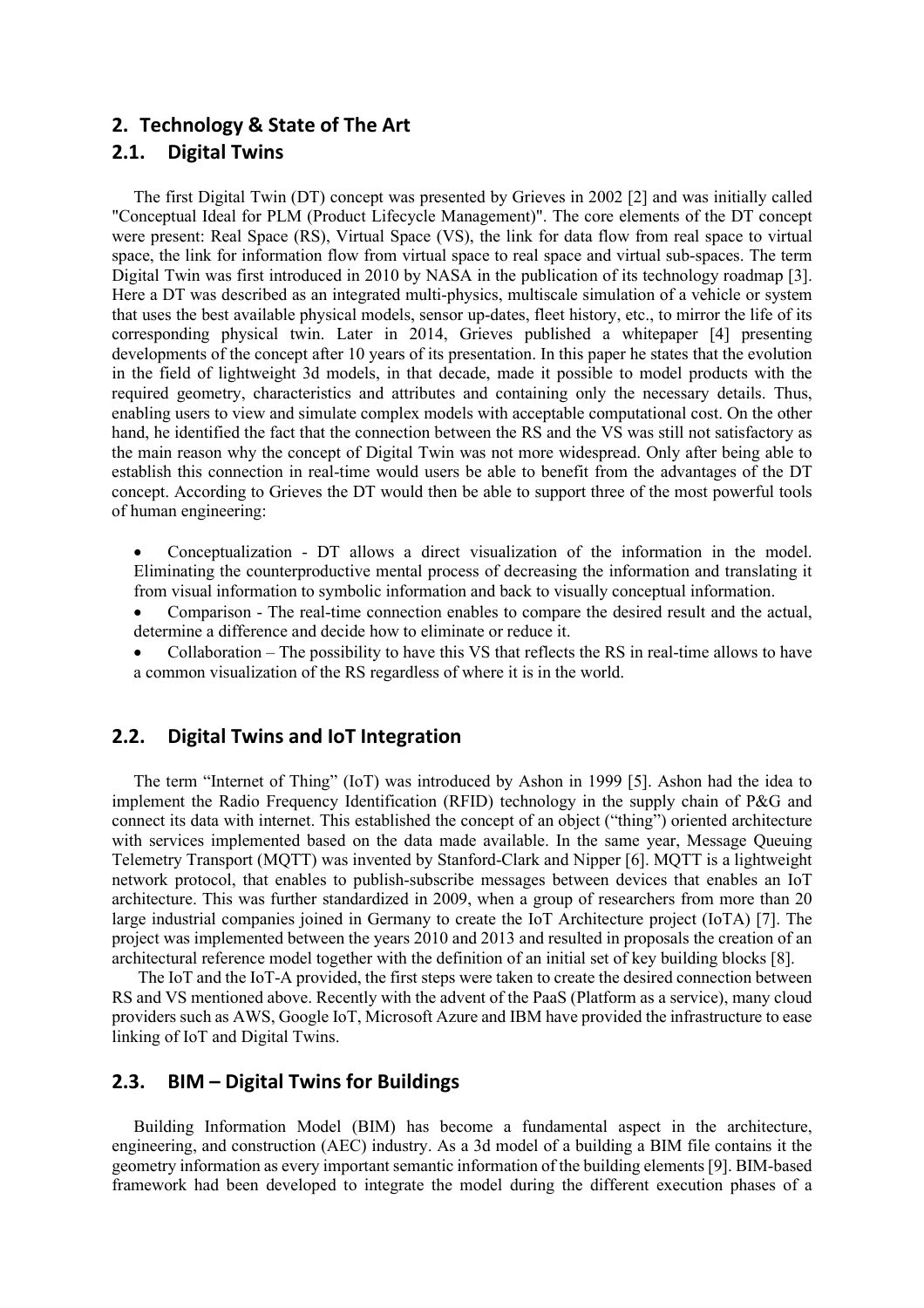## 2. Technology & State of The Art

### 2.1. Digital Twins

The first Digital Twin (DT) concept was presented by Grieves in 2002 [2] and was initially called "Conceptual Ideal for PLM (Product Lifecycle Management)". The core elements of the DT concept were present: Real Space (RS), Virtual Space (VS), the link for data flow from real space to virtual space, the link for information flow from virtual space to real space and virtual sub-spaces. The term Digital Twin was first introduced in 2010 by NASA in the publication of its technology roadmap [3]. Here a DT was described as an integrated multi-physics, multiscale simulation of a vehicle or system that uses the best available physical models, sensor up-dates, fleet history, etc., to mirror the life of its corresponding physical twin. Later in 2014, Grieves published a whitepaper [4] presenting developments of the concept after 10 years of its presentation. In this paper he states that the evolution in the field of lightweight 3d models, in that decade, made it possible to model products with the required geometry, characteristics and attributes and containing only the necessary details. Thus, enabling users to view and simulate complex models with acceptable computational cost. On the other hand, he identified the fact that the connection between the RS and the VS was still not satisfactory as the main reason why the concept of Digital Twin was not more widespread. Only after being able to establish this connection in real-time would users be able to benefit from the advantages of the DT concept. According to Grieves the DT would then be able to support three of the most powerful tools of human engineering:

- Conceptualization - DT allows a direct visualization of the information in the model. Eliminating the counterproductive mental process of decreasing the information and translating it from visual information to symbolic information and back to visually conceptual information.
- Comparison - The real-time connection enables to compare the desired result and the actual, determine a difference and decide how to eliminate or reduce it.
- Collaboration – The possibility to have this VS that reflects the RS in real-time allows to have a common visualization of the RS regardless of where it is in the world.

### 2.2. Digital Twins and IoT Integration

The term "Internet of Thing" (IoT) was introduced by Ashon in 1999 [5]. Ashon had the idea to implement the Radio Frequency Identification (RFID) technology in the supply chain of P&G and connect its data with internet. This established the concept of an object ("thing") oriented architecture with services implemented based on the data made available. In the same year, Message Queuing Telemetry Transport (MQTT) was invented by Stanford-Clark and Nipper [6]. MQTT is a lightweight network protocol, that enables to publish-subscribe messages between devices that enables an IoT architecture. This was further standardized in 2009, when a group of researchers from more than 20 large industrial companies joined in Germany to create the IoT Architecture project (IoTA) [7]. The project was implemented between the years 2010 and 2013 and resulted in proposals the creation of an architectural reference model together with the definition of an initial set of key building blocks [8].

The IoT and the IoT-A provided, the first steps were taken to create the desired connection between RS and VS mentioned above. Recently with the advent of the PaaS (Platform as a service), many cloud providers such as AWS, Google IoT, Microsoft Azure and IBM have provided the infrastructure to ease linking of IoT and Digital Twins.

### 2.3. BIM – Digital Twins for Buildings

Building Information Model (BIM) has become a fundamental aspect in the architecture, engineering, and construction (AEC) industry. As a 3d model of a building a BIM file contains it the geometry information as every important semantic information of the building elements [9]. BIM-based framework had been developed to integrate the model during the different execution phases of a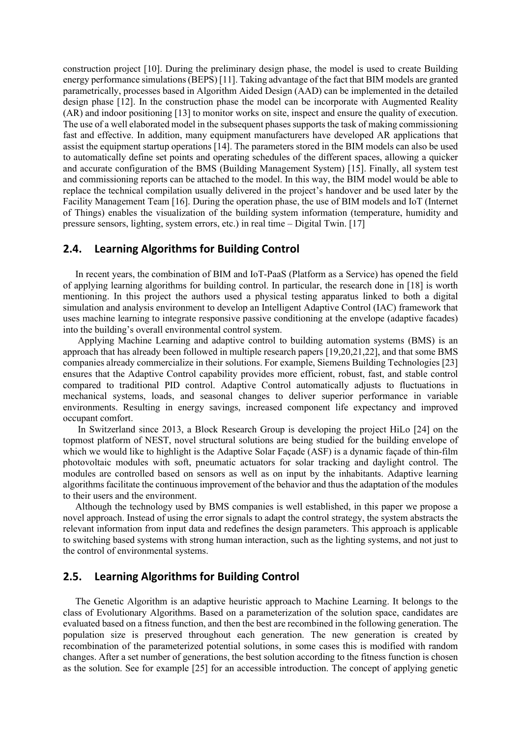construction project [10]. During the preliminary design phase, the model is used to create Building energy performance simulations (BEPS) [11]. Taking advantage of the fact that BIM models are granted parametrically, processes based in Algorithm Aided Design (AAD) can be implemented in the detailed design phase [12]. In the construction phase the model can be incorporate with Augmented Reality (AR) and indoor positioning [13] to monitor works on site, inspect and ensure the quality of execution. The use of a well elaborated model in the subsequent phases supports the task of making commissioning fast and effective. In addition, many equipment manufacturers have developed AR applications that assist the equipment startup operations [14]. The parameters stored in the BIM models can also be used to automatically define set points and operating schedules of the different spaces, allowing a quicker and accurate configuration of the BMS (Building Management System) [15]. Finally, all system test and commissioning reports can be attached to the model. In this way, the BIM model would be able to replace the technical compilation usually delivered in the project's handover and be used later by the Facility Management Team [16]. During the operation phase, the use of BIM models and IoT (Internet of Things) enables the visualization of the building system information (temperature, humidity and pressure sensors, lighting, system errors, etc.) in real time – Digital Twin. [17]

## 2.4. Learning Algorithms for Building Control

In recent years, the combination of BIM and IoT-PaaS (Platform as a Service) has opened the field of applying learning algorithms for building control. In particular, the research done in [18] is worth mentioning. In this project the authors used a physical testing apparatus linked to both a digital simulation and analysis environment to develop an Intelligent Adaptive Control (IAC) framework that uses machine learning to integrate responsive passive conditioning at the envelope (adaptive facades) into the building's overall environmental control system.

Applying Machine Learning and adaptive control to building automation systems (BMS) is an approach that has already been followed in multiple research papers [19,20,21,22], and that some BMS companies already commercialize in their solutions. For example, Siemens Building Technologies [23] ensures that the Adaptive Control capability provides more efficient, robust, fast, and stable control compared to traditional PID control. Adaptive Control automatically adjusts to fluctuations in mechanical systems, loads, and seasonal changes to deliver superior performance in variable environments. Resulting in energy savings, increased component life expectancy and improved occupant comfort.

In Switzerland since 2013, a Block Research Group is developing the project HiLo [24] on the topmost platform of NEST, novel structural solutions are being studied for the building envelope of which we would like to highlight is the Adaptive Solar Façade (ASF) is a dynamic façade of thin-film photovoltaic modules with soft, pneumatic actuators for solar tracking and daylight control. The modules are controlled based on sensors as well as on input by the inhabitants. Adaptive learning algorithms facilitate the continuous improvement of the behavior and thus the adaptation of the modules to their users and the environment.

Although the technology used by BMS companies is well established, in this paper we propose a novel approach. Instead of using the error signals to adapt the control strategy, the system abstracts the relevant information from input data and redefines the design parameters. This approach is applicable to switching based systems with strong human interaction, such as the lighting systems, and not just to the control of environmental systems.

## 2.5. Learning Algorithms for Building Control

The Genetic Algorithm is an adaptive heuristic approach to Machine Learning. It belongs to the class of Evolutionary Algorithms. Based on a parameterization of the solution space, candidates are evaluated based on a fitness function, and then the best are recombined in the following generation. The population size is preserved throughout each generation. The new generation is created by recombination of the parameterized potential solutions, in some cases this is modified with random changes. After a set number of generations, the best solution according to the fitness function is chosen as the solution. See for example [25] for an accessible introduction. The concept of applying genetic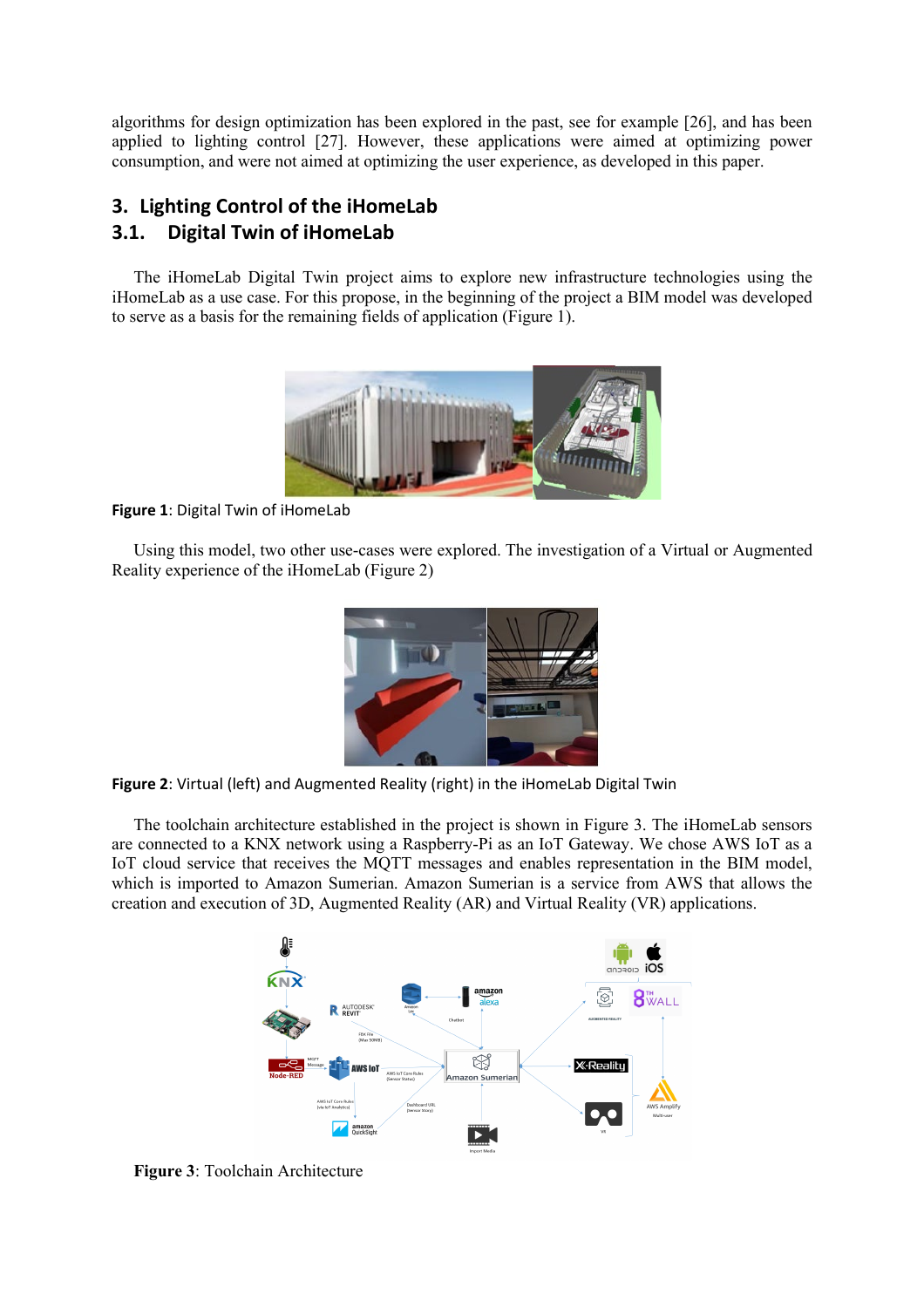algorithms for design optimization has been explored in the past, see for example [26], and has been applied to lighting control [27]. However, these applications were aimed at optimizing power consumption, and were not aimed at optimizing the user experience, as developed in this paper.

## 3. Lighting Control of the iHomeLab

### 3.1. Digital Twin of iHomeLab

The iHomeLab Digital Twin project aims to explore new infrastructure technologies using the iHomeLab as a use case. For this propose, in the beginning of the project a BIM model was developed to serve as a basis for the remaining fields of application (Figure 1).

**Figure 1**: Digital Twin of iHomeLab

Using this model, two other use-cases were explored. The investigation of a Virtual or Augmented Reality experience of the iHomeLab (Figure 2)

**Figure 2**: Virtual (left) and Augmented Reality (right) in the iHomeLab Digital Twin

The toolchain architecture established in the project is shown in Figure 3. The iHomeLab sensors are connected to a KNX network using a Raspberry-Pi as an IoT Gateway. We chose AWS IoT as a IoT cloud service that receives the MQTT messages and enables representation in the BIM model, which is imported to Amazon Sumerian. Amazon Sumerian is a service from AWS that allows the creation and execution of 3D, Augmented Reality (AR) and Virtual Reality (VR) applications.

**Figure 3**: Toolchain Architecture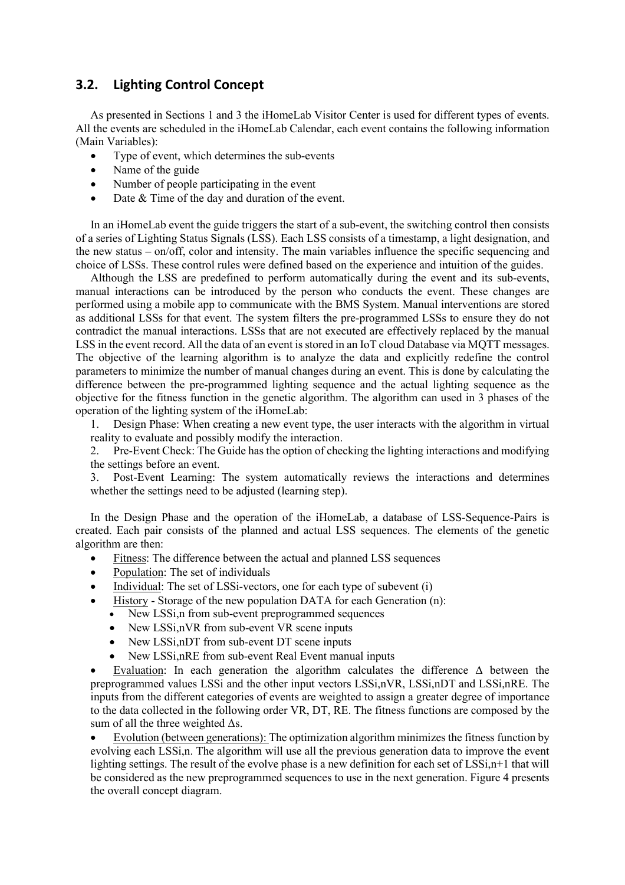### 3.2. Lighting Control Concept

As presented in Sections 1 and 3 the iHomeLab Visitor Center is used for different types of events. All the events are scheduled in the iHomeLab Calendar, each event contains the following information (Main Variables):

- Type of event, which determines the sub-events
- Name of the guide
- Number of people participating in the event
- Date & Time of the day and duration of the event.

In an iHomeLab event the guide triggers the start of a sub-event, the switching control then consists of a series of Lighting Status Signals (LSS). Each LSS consists of a timestamp, a light designation, and the new status – on/off, color and intensity. The main variables influence the specific sequencing and choice of LSSs. These control rules were defined based on the experience and intuition of the guides.

Although the LSS are predefined to perform automatically during the event and its sub-events, manual interactions can be introduced by the person who conducts the event. These changes are performed using a mobile app to communicate with the BMS System. Manual interventions are stored as additional LSSs for that event. The system filters the pre-programmed LSSs to ensure they do not contradict the manual interactions. LSSs that are not executed are effectively replaced by the manual LSS in the event record. All the data of an event is stored in an IoT cloud Database via MQTT messages. The objective of the learning algorithm is to analyze the data and explicitly redefine the control parameters to minimize the number of manual changes during an event. This is done by calculating the difference between the pre-programmed lighting sequence and the actual lighting sequence as the objective for the fitness function in the genetic algorithm. The algorithm can used in 3 phases of the operation of the lighting system of the iHomeLab:

1. Design Phase: When creating a new event type, the user interacts with the algorithm in virtual reality to evaluate and possibly modify the interaction.
2. Pre-Event Check: The Guide has the option of checking the lighting interactions and modifying the settings before an event.
3. Post-Event Learning: The system automatically reviews the interactions and determines whether the settings need to be adjusted (learning step).

In the Design Phase and the operation of the iHomeLab, a database of LSS-Sequence-Pairs is created. Each pair consists of the planned and actual LSS sequences. The elements of the genetic algorithm are then:

- <u>Fitness</u>: The difference between the actual and planned LSS sequences
- <u>Population</u>: The set of individuals
- <u>Individual</u>: The set of $LSS_i$-vectors, one for each type of subevent (i)
- <u>History</u> - Storage of the new population DATA for each Generation (n):
  - New $LSS_{i,n}$ from sub-event preprogrammed sequences
  - New $LSS_{i,nVR}$ from sub-event VR scene inputs
  - New $LSS_{i,nDT}$ from sub-event DT scene inputs
  - New $LSS_{i,nRE}$ from sub-event Real Event manual inputs
- <u>Evaluation</u>: In each generation the algorithm calculates the difference $\Delta$ between the preprogrammed values $LSS_i$ and the other input vectors $LSS_{i,nVR}$, $LSS_{i,nDT}$ and $LSS_{i,nRE}$. The inputs from the different categories of events are weighted to assign a greater degree of importance to the data collected in the following order VR, DT, RE. The fitness functions are composed by the sum of all the three weighted $\Delta$s.
- <u>Evolution (between generations):</u> The optimization algorithm minimizes the fitness function by evolving each $LSS_{i,n}$. The algorithm will use all the previous generation data to improve the event lighting settings. The result of the evolve phase is a new definition for each set of $LSS_{i,n+1}$ that will be considered as the new preprogrammed sequences to use in the next generation. Figure 4 presents the overall concept diagram.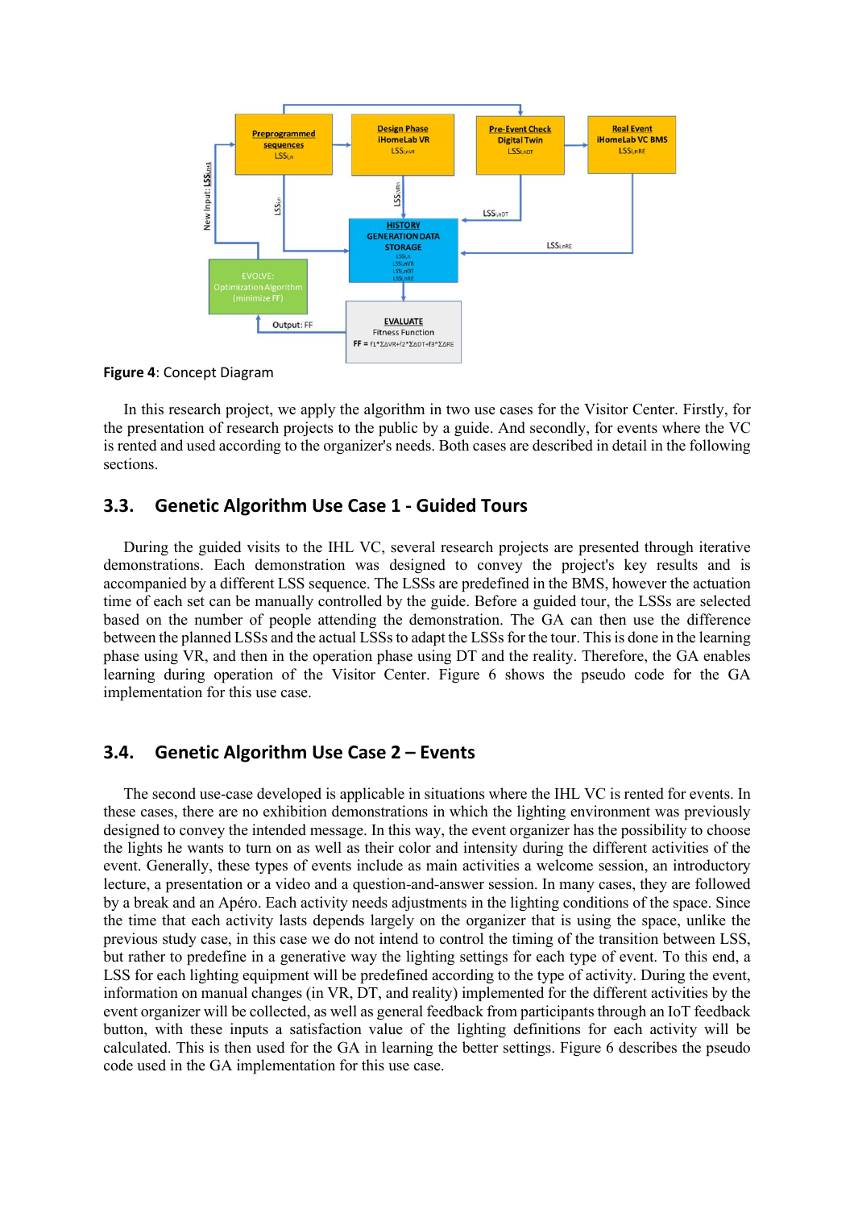**Figure 4**: Concept Diagram

In this research project, we apply the algorithm in two use cases for the Visitor Center. Firstly, for the presentation of research projects to the public by a guide. And secondly, for events where the VC is rented and used according to the organizer's needs. Both cases are described in detail in the following sections.

## 3.3. Genetic Algorithm Use Case 1 - Guided Tours

During the guided visits to the IHL VC, several research projects are presented through iterative demonstrations. Each demonstration was designed to convey the project's key results and is accompanied by a different LSS sequence. The LSSs are predefined in the BMS, however the actuation time of each set can be manually controlled by the guide. Before a guided tour, the LSSs are selected based on the number of people attending the demonstration. The GA can then use the difference between the planned LSSs and the actual LSSs to adapt the LSSs for the tour. This is done in the learning phase using VR, and then in the operation phase using DT and the reality. Therefore, the GA enables learning during operation of the Visitor Center. Figure 6 shows the pseudo code for the GA implementation for this use case.

## 3.4. Genetic Algorithm Use Case 2 – Events

The second use-case developed is applicable in situations where the IHL VC is rented for events. In these cases, there are no exhibition demonstrations in which the lighting environment was previously designed to convey the intended message. In this way, the event organizer has the possibility to choose the lights he wants to turn on as well as their color and intensity during the different activities of the event. Generally, these types of events include as main activities a welcome session, an introductory lecture, a presentation or a video and a question-and-answer session. In many cases, they are followed by a break and an Apéro. Each activity needs adjustments in the lighting conditions of the space. Since the time that each activity lasts depends largely on the organizer that is using the space, unlike the previous study case, in this case we do not intend to control the timing of the transition between LSS, but rather to predefine in a generative way the lighting settings for each type of event. To this end, a LSS for each lighting equipment will be predefined according to the type of activity. During the event, information on manual changes (in VR, DT, and reality) implemented for the different activities by the event organizer will be collected, as well as general feedback from participants through an IoT feedback button, with these inputs a satisfaction value of the lighting definitions for each activity will be calculated. This is then used for the GA in learning the better settings. Figure 6 describes the pseudo code used in the GA implementation for this use case.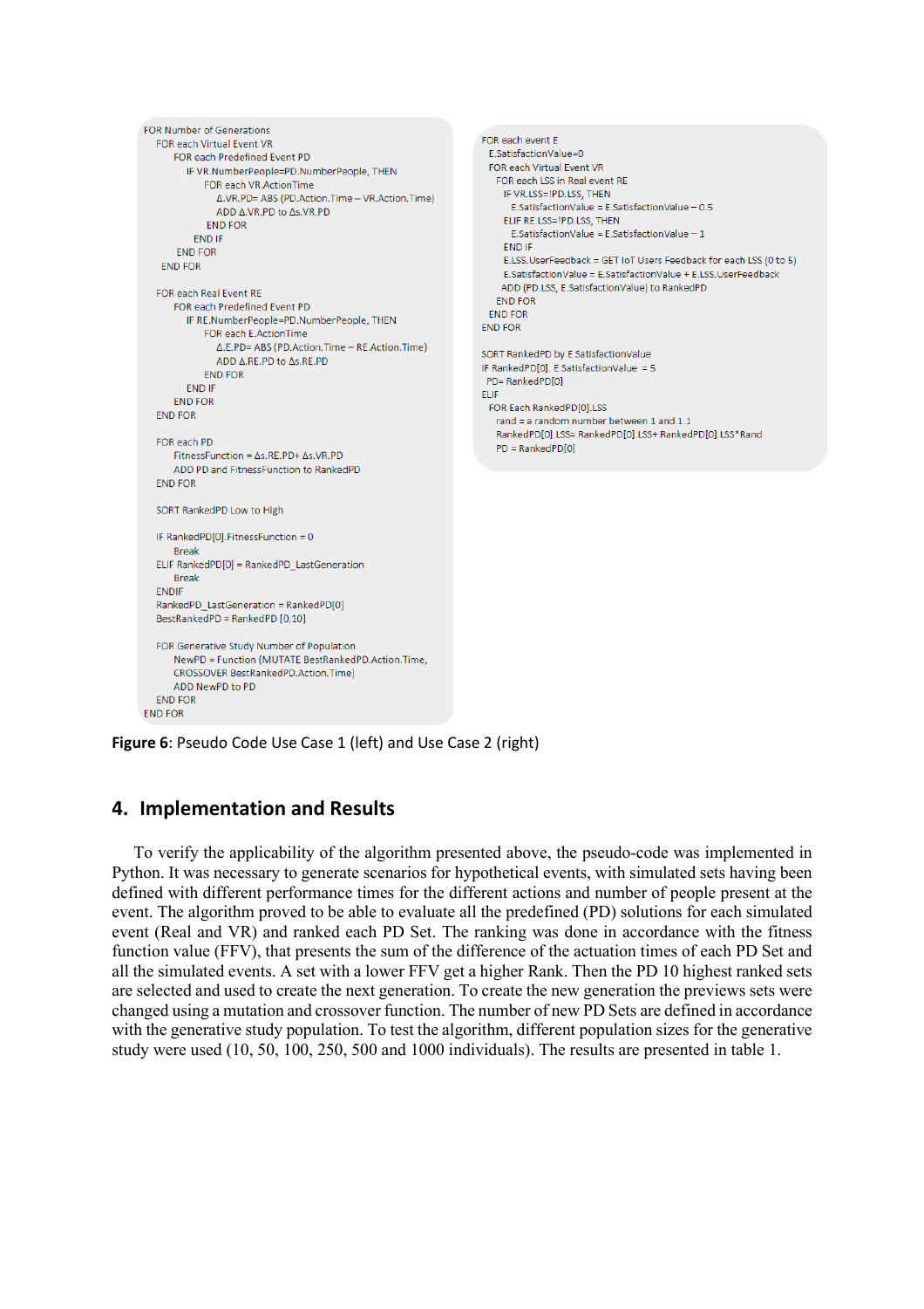```
FOR Number of Generations
   FOR each Virtual Event VR
      FOR each Predefined Event PD
         IF VR.NumberPeople=PD.NumberPeople, THEN
            FOR each VR.ActionTime
               Δ.VR.PD= ABS (PD.Action.Time – VR.Action.Time)
               ADD Δ.VR.PD to Δs.VR.PD
            END FOR
         END IF
      END FOR
   END FOR

   FOR each Real Event RE
      FOR each Predefined Event PD
         IF RE.NumberPeople=PD.NumberPeople, THEN
            FOR each E.ActionTime
               Δ.E.PD= ABS (PD.Action.Time – RE.Action.Time)
               ADD Δ.RE.PD to Δs.RE.PD
            END FOR
         END IF
      END FOR
   END FOR

   FOR each PD
      FitnessFunction = Δs.RE.PD+ Δs.VR.PD
      ADD PD and FitnessFunction to RankedPD
   END FOR

   SORT RankedPD Low to High

   IF RankedPD[0].FitnessFunction = 0
      Break
   ELIF RankedPD[0] = RankedPD_LastGeneration
      Break
   ENDIF
   RankedPD_LastGeneration = RankedPD[0]
   BestRankedPD = RankedPD [0,10]

   FOR Generative Study Number of Population
      NewPD = Function (MUTATE BestRankedPD.Action.Time,
      CROSSOVER BestRankedPD.Action.Time)
      ADD NewPD to PD
   END FOR
END FOR
```

```
FOR each event E
  E.SatisfactionValue=0
  FOR each Virtual Event VR
    FOR each LSS in Real event RE
      IF VR.LSS=!PD.LSS, THEN
        E.SatisfactionValue = E.SatisfactionValue – 0.5
      ELIF RE.LSS=!PD.LSS, THEN
        E.SatisfactionValue = E.SatisfactionValue – 1
      END IF
      E.LSS.UserFeedback = GET IoT Users Feedback for each LSS (0 to 5)
      E.SatisfactionValue = E.SatisfactionValue + E.LSS.UserFeedback
      ADD (PD.LSS, E.SatisfactionValue) to RankedPD
    END FOR
  END FOR
END FOR

SORT RankedPD by E.SatisfactionValue
IF RankedPD[0]. E.SatisfactionValue = 5
  PD= RankedPD[0]
ELIF
  FOR Each RankedPD[0].LSS
    rand = a random number between 1 and 1.1
    RankedPD[0].LSS= RankedPD[0].LSS+ RankedPD[0].LSS*Rand
    PD = RankedPD[0]
```

**Figure 6**: Pseudo Code Use Case 1 (left) and Use Case 2 (right)

## 4. Implementation and Results

To verify the applicability of the algorithm presented above, the pseudo-code was implemented in Python. It was necessary to generate scenarios for hypothetical events, with simulated sets having been defined with different performance times for the different actions and number of people present at the event. The algorithm proved to be able to evaluate all the predefined (PD) solutions for each simulated event (Real and VR) and ranked each PD Set. The ranking was done in accordance with the fitness function value (FFV), that presents the sum of the difference of the actuation times of each PD Set and all the simulated events. A set with a lower FFV get a higher Rank. Then the PD 10 highest ranked sets are selected and used to create the next generation. To create the new generation the previews sets were changed using a mutation and crossover function. The number of new PD Sets are defined in accordance with the generative study population. To test the algorithm, different population sizes for the generative study were used (10, 50, 100, 250, 500 and 1000 individuals). The results are presented in table 1.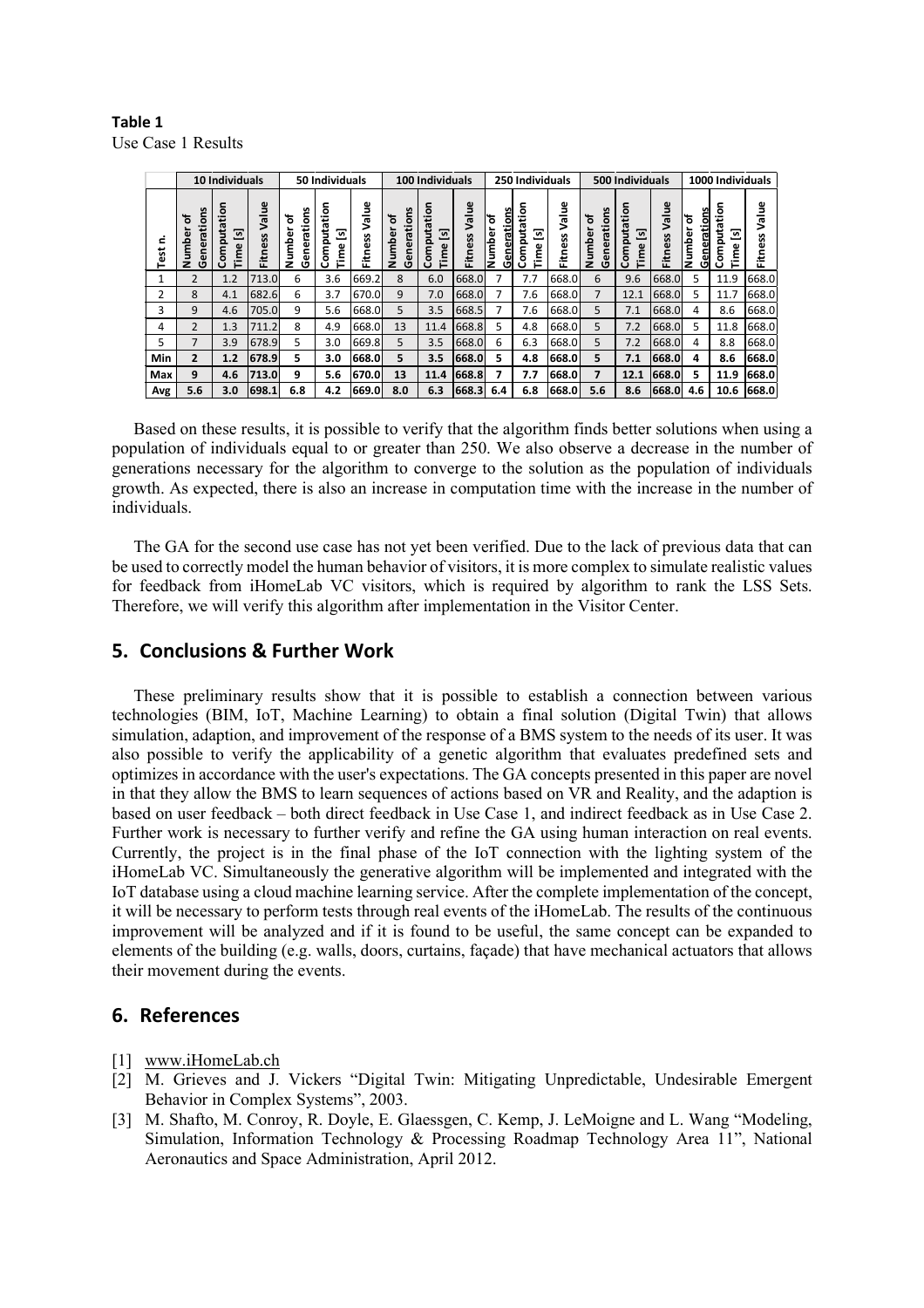**Table 1**
Use Case 1 Results

| | 10 Individuals | | | 50 Individuals | | | 100 Individuals | | | 250 Individuals | | | 500 Individuals | | | 1000 Individuals | | |
|---|---|---|---|---|---|---|---|---|---|---|---|---|---|---|---|---|---|---|
| Test n. | Number of Generations | Computation Time [s] | Fitness Value | Number of Generations | Computation Time [s] | Fitness Value | Number of Generations | Computation Time [s] | Fitness Value | Number of Generations | Computation Time [s] | Fitness Value | Number of Generations | Computation Time [s] | Fitness Value | Number of Generations | Computation Time [s] | Fitness Value |
| 1 | 2 | 1.2 | 713.0 | 6 | 3.6 | 669.2 | 8 | 6.0 | 668.0 | 7 | 7.7 | 668.0 | 6 | 9.6 | 668.0 | 5 | 11.9 | 668.0 |
| 2 | 8 | 4.1 | 682.6 | 6 | 3.7 | 670.0 | 9 | 7.0 | 668.0 | 7 | 7.6 | 668.0 | 7 | 12.1 | 668.0 | 5 | 11.7 | 668.0 |
| 3 | 9 | 4.6 | 705.0 | 9 | 5.6 | 668.0 | 5 | 3.5 | 668.5 | 7 | 7.6 | 668.0 | 5 | 7.1 | 668.0 | 4 | 8.6 | 668.0 |
| 4 | 2 | 1.3 | 711.2 | 8 | 4.9 | 668.0 | 13 | 11.4 | 668.8 | 5 | 4.8 | 668.0 | 5 | 7.2 | 668.0 | 5 | 11.8 | 668.0 |
| 5 | 7 | 3.9 | 678.9 | 5 | 3.0 | 669.8 | 5 | 3.5 | 668.0 | 6 | 6.3 | 668.0 | 5 | 7.2 | 668.0 | 4 | 8.8 | 668.0 |
| **Min** | **2** | **1.2** | **678.9** | **5** | **3.0** | **668.0** | **5** | **3.5** | **668.0** | **5** | **4.8** | **668.0** | **5** | **7.1** | **668.0** | **4** | **8.6** | **668.0** |
| **Max** | **9** | **4.6** | **713.0** | **9** | **5.6** | **670.0** | **13** | **11.4** | **668.8** | **7** | **7.7** | **668.0** | **7** | **12.1** | **668.0** | **5** | **11.9** | **668.0** |
| **Avg** | **5.6** | **3.0** | **698.1** | **6.8** | **4.2** | **669.0** | **8.0** | **6.3** | **668.3** | **6.4** | **6.8** | **668.0** | **5.6** | **8.6** | **668.0** | **4.6** | **10.6** | **668.0** |

Based on these results, it is possible to verify that the algorithm finds better solutions when using a population of individuals equal to or greater than 250. We also observe a decrease in the number of generations necessary for the algorithm to converge to the solution as the population of individuals growth. As expected, there is also an increase in computation time with the increase in the number of individuals.

The GA for the second use case has not yet been verified. Due to the lack of previous data that can be used to correctly model the human behavior of visitors, it is more complex to simulate realistic values for feedback from iHomeLab VC visitors, which is required by algorithm to rank the LSS Sets. Therefore, we will verify this algorithm after implementation in the Visitor Center.

## 5. Conclusions & Further Work

These preliminary results show that it is possible to establish a connection between various technologies (BIM, IoT, Machine Learning) to obtain a final solution (Digital Twin) that allows simulation, adaption, and improvement of the response of a BMS system to the needs of its user. It was also possible to verify the applicability of a genetic algorithm that evaluates predefined sets and optimizes in accordance with the user's expectations. The GA concepts presented in this paper are novel in that they allow the BMS to learn sequences of actions based on VR and Reality, and the adaption is based on user feedback – both direct feedback in Use Case 1, and indirect feedback as in Use Case 2. Further work is necessary to further verify and refine the GA using human interaction on real events. Currently, the project is in the final phase of the IoT connection with the lighting system of the iHomeLab VC. Simultaneously the generative algorithm will be implemented and integrated with the IoT database using a cloud machine learning service. After the complete implementation of the concept, it will be necessary to perform tests through real events of the iHomeLab. The results of the continuous improvement will be analyzed and if it is found to be useful, the same concept can be expanded to elements of the building (e.g. walls, doors, curtains, façade) that have mechanical actuators that allows their movement during the events.

## 6. References

[1] www.iHomeLab.ch
[2] M. Grieves and J. Vickers "Digital Twin: Mitigating Unpredictable, Undesirable Emergent Behavior in Complex Systems", 2003.
[3] M. Shafto, M. Conroy, R. Doyle, E. Glaessgen, C. Kemp, J. LeMoigne and L. Wang "Modeling, Simulation, Information Technology & Processing Roadmap Technology Area 11", National Aeronautics and Space Administration, April 2012.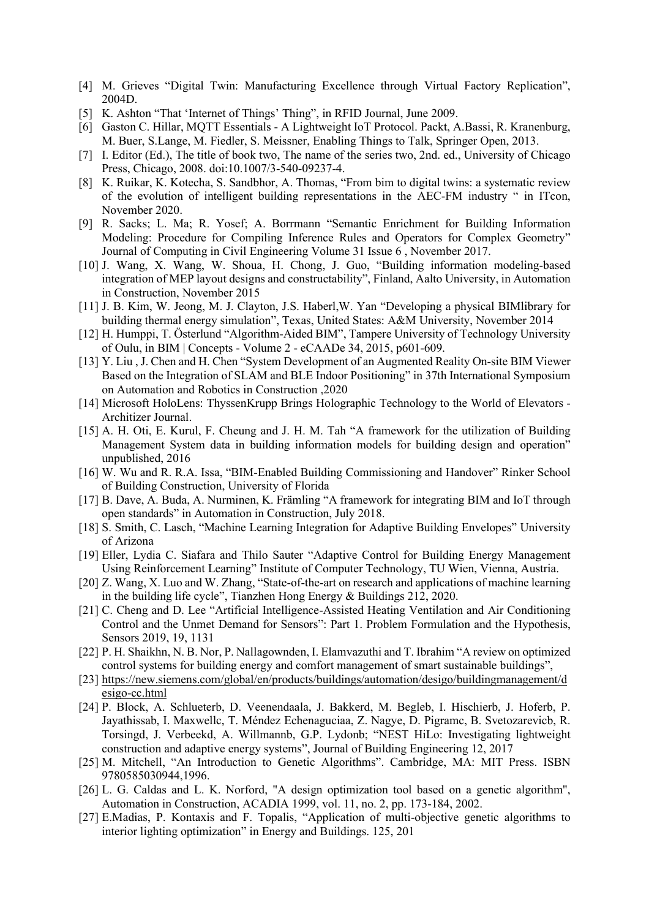[4] M. Grieves "Digital Twin: Manufacturing Excellence through Virtual Factory Replication", 2004D.

[5] K. Ashton "That 'Internet of Things' Thing", in RFID Journal, June 2009.

[6] Gaston C. Hillar, MQTT Essentials - A Lightweight IoT Protocol. Packt, A.Bassi, R. Kranenburg, M. Buer, S.Lange, M. Fiedler, S. Meissner, Enabling Things to Talk, Springer Open, 2013.

[7] I. Editor (Ed.), The title of book two, The name of the series two, 2nd. ed., University of Chicago Press, Chicago, 2008. doi:10.1007/3-540-09237-4.

[8] K. Ruikar, K. Kotecha, S. Sandbhor, A. Thomas, "From bim to digital twins: a systematic review of the evolution of intelligent building representations in the AEC-FM industry " in ITcon, November 2020.

[9] R. Sacks; L. Ma; R. Yosef; A. Borrmann "Semantic Enrichment for Building Information Modeling: Procedure for Compiling Inference Rules and Operators for Complex Geometry" Journal of Computing in Civil Engineering Volume 31 Issue 6 , November 2017.

[10] J. Wang, X. Wang, W. Shoua, H. Chong, J. Guo, "Building information modeling-based integration of MEP layout designs and constructability", Finland, Aalto University, in Automation in Construction, November 2015

[11] J. B. Kim, W. Jeong, M. J. Clayton, J.S. Haberl,W. Yan "Developing a physical BIMlibrary for building thermal energy simulation", Texas, United States: A&M University, November 2014

[12] H. Humppi, T. Österlund "Algorithm-Aided BIM", Tampere University of Technology University of Oulu, in BIM | Concepts - Volume 2 - eCAADe 34, 2015, p601-609.

[13] Y. Liu , J. Chen and H. Chen "System Development of an Augmented Reality On-site BIM Viewer Based on the Integration of SLAM and BLE Indoor Positioning" in 37th International Symposium on Automation and Robotics in Construction ,2020

[14] Microsoft HoloLens: ThyssenKrupp Brings Holographic Technology to the World of Elevators - Architizer Journal.

[15] A. H. Oti, E. Kurul, F. Cheung and J. H. M. Tah "A framework for the utilization of Building Management System data in building information models for building design and operation" unpublished, 2016

[16] W. Wu and R. R.A. Issa, "BIM-Enabled Building Commissioning and Handover" Rinker School of Building Construction, University of Florida

[17] B. Dave, A. Buda, A. Nurminen, K. Främling "A framework for integrating BIM and IoT through open standards" in Automation in Construction, July 2018.

[18] S. Smith, C. Lasch, "Machine Learning Integration for Adaptive Building Envelopes" University of Arizona

[19] Eller, Lydia C. Siafara and Thilo Sauter "Adaptive Control for Building Energy Management Using Reinforcement Learning" Institute of Computer Technology, TU Wien, Vienna, Austria.

[20] Z. Wang, X. Luo and W. Zhang, "State-of-the-art on research and applications of machine learning in the building life cycle", Tianzhen Hong Energy & Buildings 212, 2020.

[21] C. Cheng and D. Lee "Artificial Intelligence-Assisted Heating Ventilation and Air Conditioning Control and the Unmet Demand for Sensors": Part 1. Problem Formulation and the Hypothesis, Sensors 2019, 19, 1131

[22] P. H. Shaikhn, N. B. Nor, P. Nallagownden, I. Elamvazuthi and T. Ibrahim "A review on optimized control systems for building energy and comfort management of smart sustainable buildings",

[23] https://new.siemens.com/global/en/products/buildings/automation/desigo/buildingmanagement/desigo-cc.html

[24] P. Block, A. Schlueterb, D. Veenendaala, J. Bakkerd, M. Begleb, I. Hischierb, J. Hoferb, P. Jayathissab, I. Maxwellc, T. Méndez Echenaguciaa, Z. Nagye, D. Pigramc, B. Svetozarevicb, R. Torsingd, J. Verbeekd, A. Willmannb, G.P. Lydonb; "NEST HiLo: Investigating lightweight construction and adaptive energy systems", Journal of Building Engineering 12, 2017

[25] M. Mitchell, "An Introduction to Genetic Algorithms". Cambridge, MA: MIT Press. ISBN 9780585030944,1996.

[26] L. G. Caldas and L. K. Norford, "A design optimization tool based on a genetic algorithm", Automation in Construction, ACADIA 1999, vol. 11, no. 2, pp. 173-184, 2002.

[27] E.Madias, P. Kontaxis and F. Topalis, "Application of multi-objective genetic algorithms to interior lighting optimization" in Energy and Buildings. 125, 201